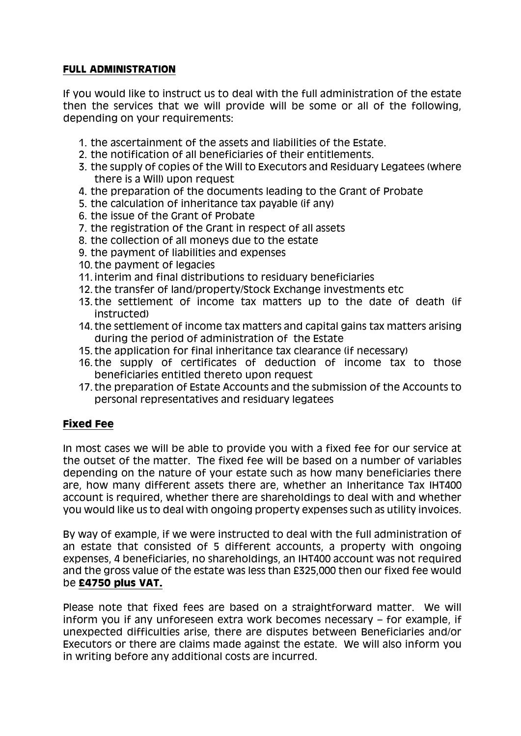## FULL ADMINISTRATION

If you would like to instruct us to deal with the full administration of the estate then the services that we will provide will be some or all of the following, depending on your requirements:

1. the ascertainment of the assets and liabilities of the Estate.
2. the notification of all beneficiaries of their entitlements.
3. the supply of copies of the Will to Executors and Residuary Legatees (where there is a Will) upon request
4. the preparation of the documents leading to the Grant of Probate
5. the calculation of inheritance tax payable (if any)
6. the issue of the Grant of Probate
7. the registration of the Grant in respect of all assets
8. the collection of all moneys due to the estate
9. the payment of liabilities and expenses
10. the payment of legacies
11. interim and final distributions to residuary beneficiaries
12. the transfer of land/property/Stock Exchange investments etc
13. the settlement of income tax matters up to the date of death (if instructed)
14. the settlement of income tax matters and capital gains tax matters arising during the period of administration of the Estate
15. the application for final inheritance tax clearance (if necessary)
16. the supply of certificates of deduction of income tax to those beneficiaries entitled thereto upon request
17. the preparation of Estate Accounts and the submission of the Accounts to personal representatives and residuary legatees

## Fixed Fee

In most cases we will be able to provide you with a fixed fee for our service at the outset of the matter. The fixed fee will be based on a number of variables depending on the nature of your estate such as how many beneficiaries there are, how many different assets there are, whether an Inheritance Tax IHT400 account is required, whether there are shareholdings to deal with and whether you would like us to deal with ongoing property expenses such as utility invoices.

By way of example, if we were instructed to deal with the full administration of an estate that consisted of 5 different accounts, a property with ongoing expenses, 4 beneficiaries, no shareholdings, an IHT400 account was not required and the gross value of the estate was less than £325,000 then our fixed fee would be **£4750 plus VAT.**

Please note that fixed fees are based on a straightforward matter. We will inform you if any unforeseen extra work becomes necessary – for example, if unexpected difficulties arise, there are disputes between Beneficiaries and/or Executors or there are claims made against the estate. We will also inform you in writing before any additional costs are incurred.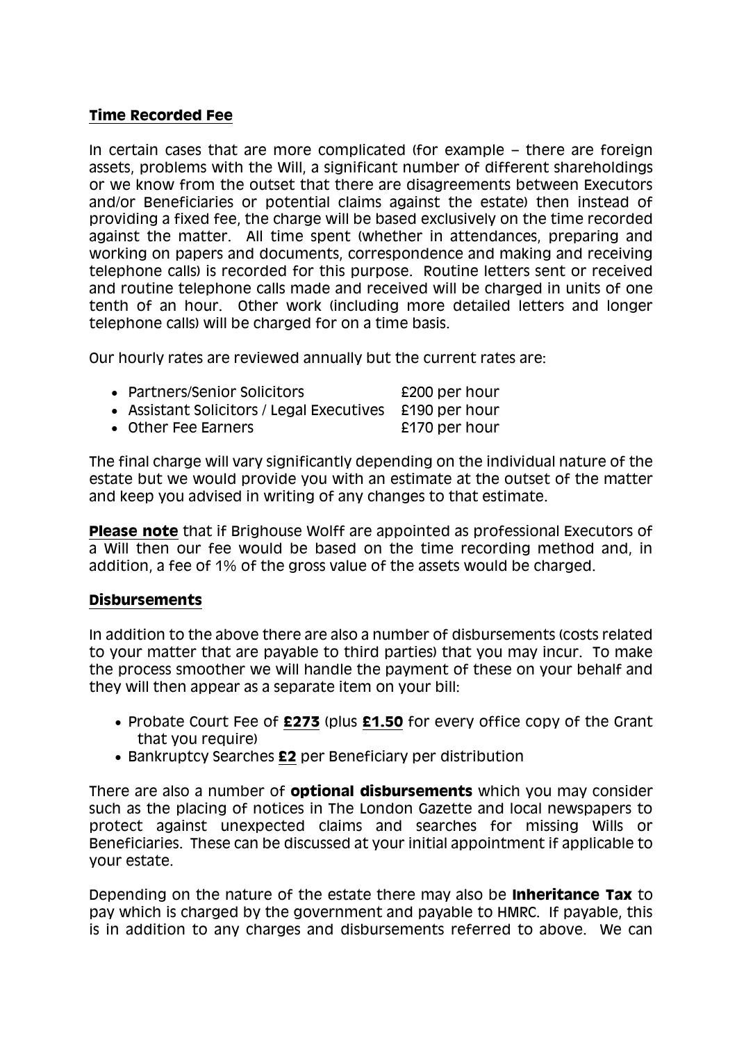## Time Recorded Fee

In certain cases that are more complicated (for example – there are foreign assets, problems with the Will, a significant number of different shareholdings or we know from the outset that there are disagreements between Executors and/or Beneficiaries or potential claims against the estate) then instead of providing a fixed fee, the charge will be based exclusively on the time recorded against the matter. All time spent (whether in attendances, preparing and working on papers and documents, correspondence and making and receiving telephone calls) is recorded for this purpose. Routine letters sent or received and routine telephone calls made and received will be charged in units of one tenth of an hour. Other work (including more detailed letters and longer telephone calls) will be charged for on a time basis.

Our hourly rates are reviewed annually but the current rates are:

- Partners/Senior Solicitors £200 per hour
- Assistant Solicitors / Legal Executives £190 per hour
- Other Fee Earners £170 per hour

The final charge will vary significantly depending on the individual nature of the estate but we would provide you with an estimate at the outset of the matter and keep you advised in writing of any changes to that estimate.

**Please note** that if Brighouse Wolff are appointed as professional Executors of a Will then our fee would be based on the time recording method and, in addition, a fee of 1% of the gross value of the assets would be charged.

## Disbursements

In addition to the above there are also a number of disbursements (costs related to your matter that are payable to third parties) that you may incur. To make the process smoother we will handle the payment of these on your behalf and they will then appear as a separate item on your bill:

- Probate Court Fee of **£273** (plus **£1.50** for every office copy of the Grant that you require)
- Bankruptcy Searches **£2** per Beneficiary per distribution

There are also a number of **optional disbursements** which you may consider such as the placing of notices in The London Gazette and local newspapers to protect against unexpected claims and searches for missing Wills or Beneficiaries. These can be discussed at your initial appointment if applicable to your estate.

Depending on the nature of the estate there may also be **Inheritance Tax** to pay which is charged by the government and payable to HMRC. If payable, this is in addition to any charges and disbursements referred to above. We can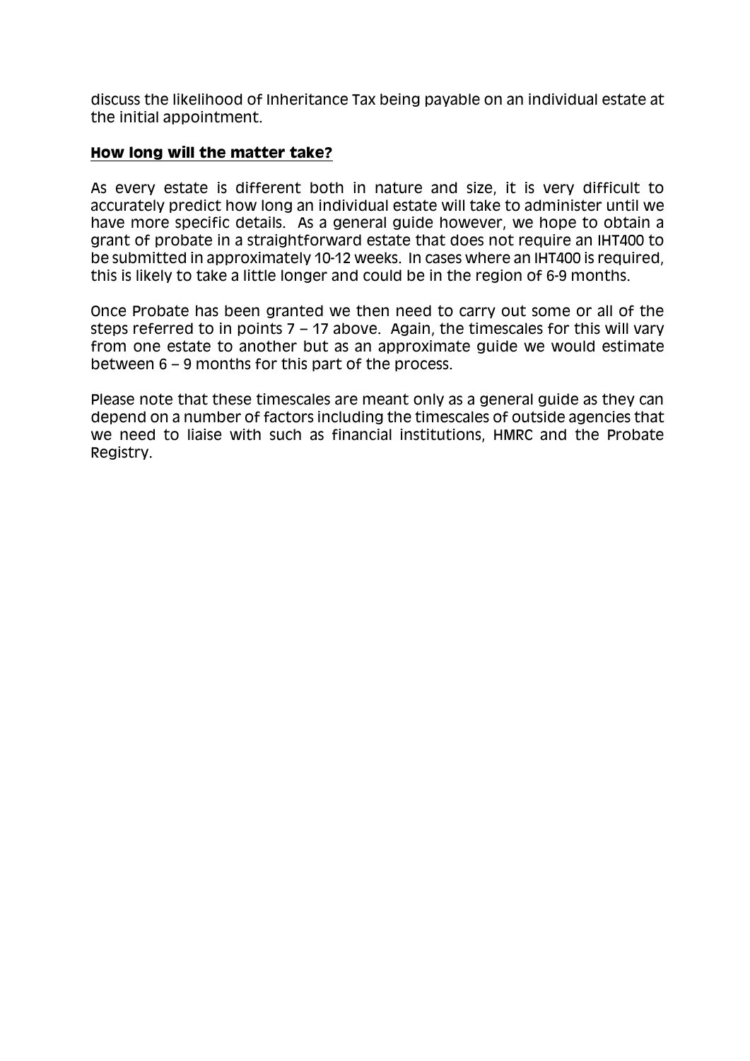discuss the likelihood of Inheritance Tax being payable on an individual estate at the initial appointment.

## How long will the matter take?

As every estate is different both in nature and size, it is very difficult to accurately predict how long an individual estate will take to administer until we have more specific details. As a general guide however, we hope to obtain a grant of probate in a straightforward estate that does not require an IHT400 to be submitted in approximately 10-12 weeks. In cases where an IHT400 is required, this is likely to take a little longer and could be in the region of 6-9 months.

Once Probate has been granted we then need to carry out some or all of the steps referred to in points 7 – 17 above. Again, the timescales for this will vary from one estate to another but as an approximate guide we would estimate between 6 – 9 months for this part of the process.

Please note that these timescales are meant only as a general guide as they can depend on a number of factors including the timescales of outside agencies that we need to liaise with such as financial institutions, HMRC and the Probate Registry.